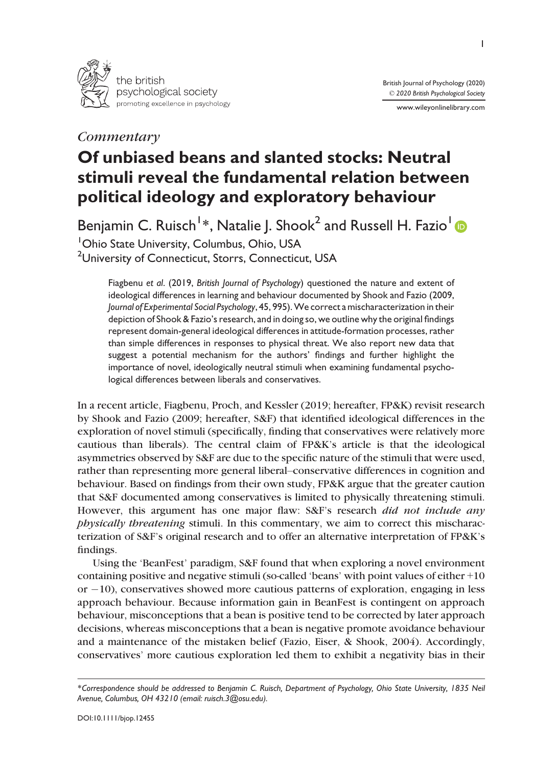*Commentary*

# Of unbiased beans and slanted stocks: Neutral stimuli reveal the fundamental relation between political ideology and exploratory behaviour

Benjamin C. Ruisch[1]*, Natalie J. Shook[2] and Russell H. Fazio[1]

[1]Ohio State University, Columbus, Ohio, USA

[2]University of Connecticut, Storrs, Connecticut, USA

> Fiagbenu *et al.* (2019, *British Journal of Psychology*) questioned the nature and extent of ideological differences in learning and behaviour documented by Shook and Fazio (2009, *Journal of Experimental Social Psychology*, 45, 995). We correct a mischaracterization in their depiction of Shook & Fazio's research, and in doing so, we outline why the original findings represent domain-general ideological differences in attitude-formation processes, rather than simple differences in responses to physical threat. We also report new data that suggest a potential mechanism for the authors' findings and further highlight the importance of novel, ideologically neutral stimuli when examining fundamental psychological differences between liberals and conservatives.

In a recent article, Fiagbenu, Proch, and Kessler (2019; hereafter, FP&K) revisit research by Shook and Fazio (2009; hereafter, S&F) that identified ideological differences in the exploration of novel stimuli (specifically, finding that conservatives were relatively more cautious than liberals). The central claim of FP&K's article is that the ideological asymmetries observed by S&F are due to the specific nature of the stimuli that were used, rather than representing more general liberal–conservative differences in cognition and behaviour. Based on findings from their own study, FP&K argue that the greater caution that S&F documented among conservatives is limited to physically threatening stimuli. However, this argument has one major flaw: S&F's research ***did not include any physically threatening*** stimuli. In this commentary, we aim to correct this mischaracterization of S&F's original research and to offer an alternative interpretation of FP&K's findings.

Using the 'BeanFest' paradigm, S&F found that when exploring a novel environment containing positive and negative stimuli (so-called 'beans' with point values of either +10 or −10), conservatives showed more cautious patterns of exploration, engaging in less approach behaviour. Because information gain in BeanFest is contingent on approach behaviour, misconceptions that a bean is positive tend to be corrected by later approach decisions, whereas misconceptions that a bean is negative promote avoidance behaviour and a maintenance of the mistaken belief (Fazio, Eiser, & Shook, 2004). Accordingly, conservatives' more cautious exploration led them to exhibit a negativity bias in their

*Correspondence should be addressed to Benjamin C. Ruisch, Department of Psychology, Ohio State University, 1835 Neil Avenue, Columbus, OH 43210 (email: ruisch.3@osu.edu).

DOI:10.1111/bjop.12455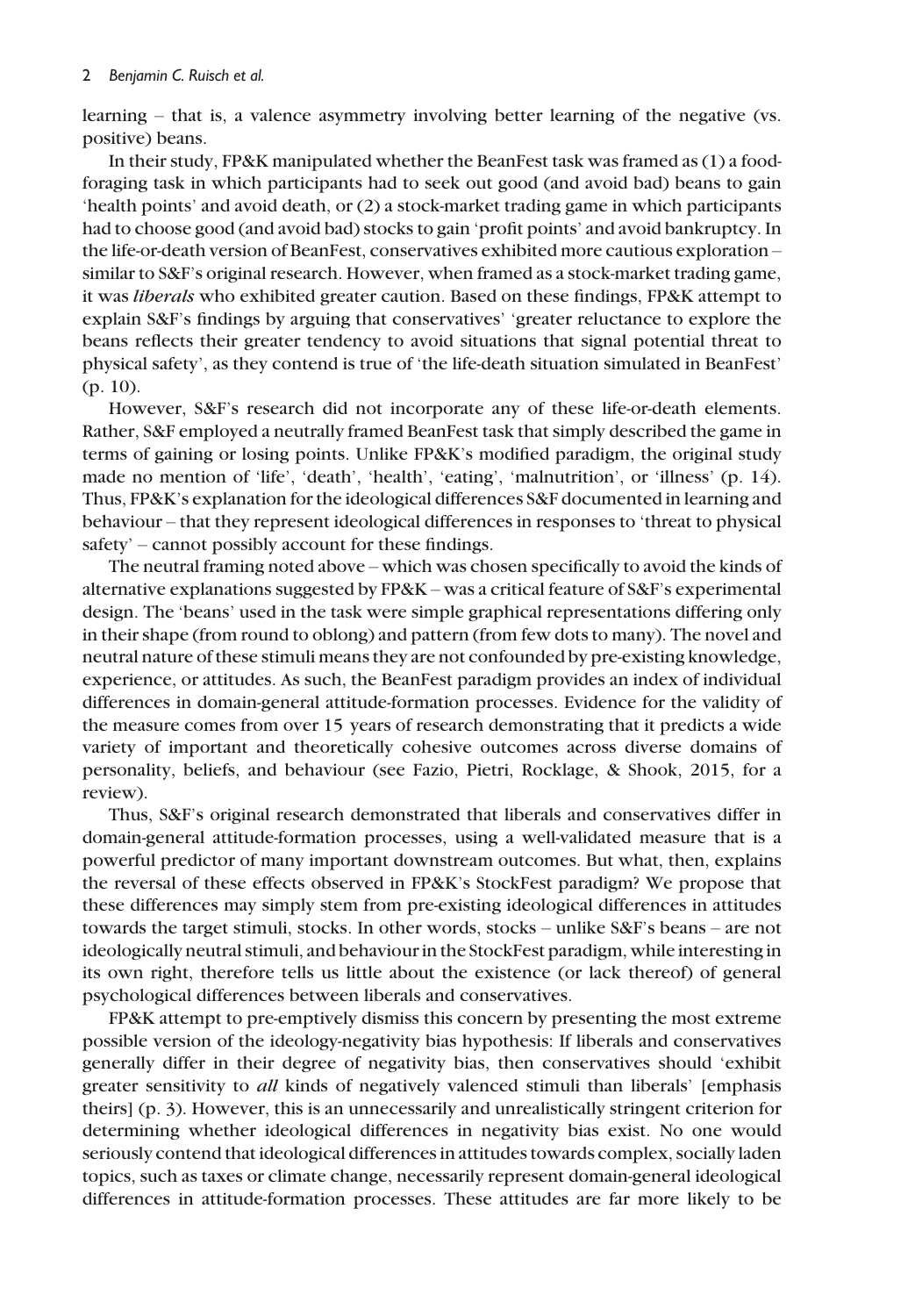learning – that is, a valence asymmetry involving better learning of the negative (vs. positive) beans.

In their study, FP&K manipulated whether the BeanFest task was framed as (1) a food-foraging task in which participants had to seek out good (and avoid bad) beans to gain 'health points' and avoid death, or (2) a stock-market trading game in which participants had to choose good (and avoid bad) stocks to gain 'profit points' and avoid bankruptcy. In the life-or-death version of BeanFest, conservatives exhibited more cautious exploration – similar to S&F's original research. However, when framed as a stock-market trading game, it was *liberals* who exhibited greater caution. Based on these findings, FP&K attempt to explain S&F's findings by arguing that conservatives' 'greater reluctance to explore the beans reflects their greater tendency to avoid situations that signal potential threat to physical safety', as they contend is true of 'the life-death situation simulated in BeanFest' (p. 10).

However, S&F's research did not incorporate any of these life-or-death elements. Rather, S&F employed a neutrally framed BeanFest task that simply described the game in terms of gaining or losing points. Unlike FP&K's modified paradigm, the original study made no mention of 'life', 'death', 'health', 'eating', 'malnutrition', or 'illness' (p. 14). Thus, FP&K's explanation for the ideological differences S&F documented in learning and behaviour – that they represent ideological differences in responses to 'threat to physical safety' – cannot possibly account for these findings.

The neutral framing noted above – which was chosen specifically to avoid the kinds of alternative explanations suggested by FP&K – was a critical feature of S&F's experimental design. The 'beans' used in the task were simple graphical representations differing only in their shape (from round to oblong) and pattern (from few dots to many). The novel and neutral nature of these stimuli means they are not confounded by pre-existing knowledge, experience, or attitudes. As such, the BeanFest paradigm provides an index of individual differences in domain-general attitude-formation processes. Evidence for the validity of the measure comes from over 15 years of research demonstrating that it predicts a wide variety of important and theoretically cohesive outcomes across diverse domains of personality, beliefs, and behaviour (see Fazio, Pietri, Rocklage, & Shook, 2015, for a review).

Thus, S&F's original research demonstrated that liberals and conservatives differ in domain-general attitude-formation processes, using a well-validated measure that is a powerful predictor of many important downstream outcomes. But what, then, explains the reversal of these effects observed in FP&K's StockFest paradigm? We propose that these differences may simply stem from pre-existing ideological differences in attitudes towards the target stimuli, stocks. In other words, stocks – unlike S&F's beans – are not ideologically neutral stimuli, and behaviour in the StockFest paradigm, while interesting in its own right, therefore tells us little about the existence (or lack thereof) of general psychological differences between liberals and conservatives.

FP&K attempt to pre-emptively dismiss this concern by presenting the most extreme possible version of the ideology-negativity bias hypothesis: If liberals and conservatives generally differ in their degree of negativity bias, then conservatives should 'exhibit greater sensitivity to *all* kinds of negatively valenced stimuli than liberals' [emphasis theirs] (p. 3). However, this is an unnecessarily and unrealistically stringent criterion for determining whether ideological differences in negativity bias exist. No one would seriously contend that ideological differences in attitudes towards complex, socially laden topics, such as taxes or climate change, necessarily represent domain-general ideological differences in attitude-formation processes. These attitudes are far more likely to be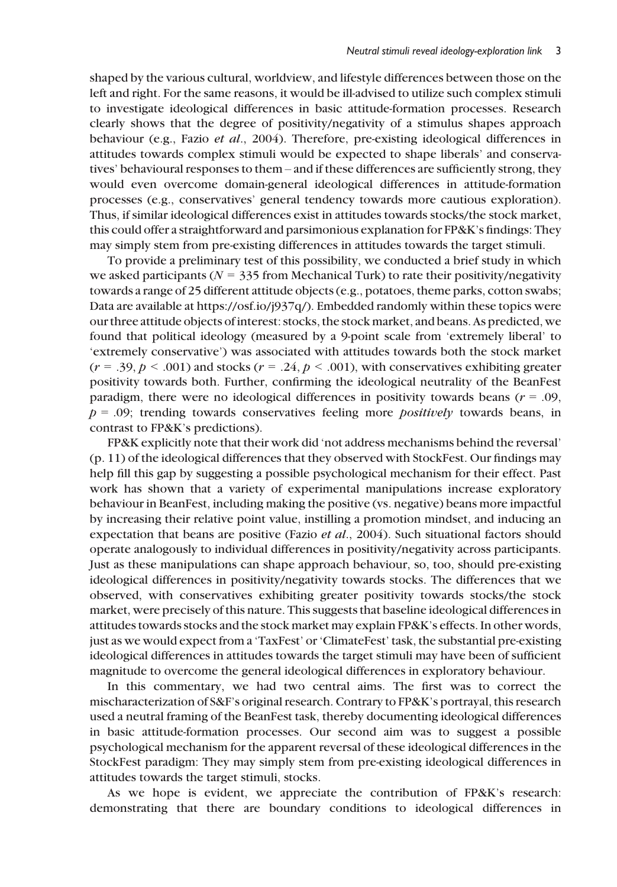shaped by the various cultural, worldview, and lifestyle differences between those on the left and right. For the same reasons, it would be ill-advised to utilize such complex stimuli to investigate ideological differences in basic attitude-formation processes. Research clearly shows that the degree of positivity/negativity of a stimulus shapes approach behaviour (e.g., Fazio *et al*., 2004). Therefore, pre-existing ideological differences in attitudes towards complex stimuli would be expected to shape liberals' and conservatives' behavioural responses to them – and if these differences are sufficiently strong, they would even overcome domain-general ideological differences in attitude-formation processes (e.g., conservatives' general tendency towards more cautious exploration). Thus, if similar ideological differences exist in attitudes towards stocks/the stock market, this could offer a straightforward and parsimonious explanation for FP&K's findings: They may simply stem from pre-existing differences in attitudes towards the target stimuli.

To provide a preliminary test of this possibility, we conducted a brief study in which we asked participants ($N$ = 335 from Mechanical Turk) to rate their positivity/negativity towards a range of 25 different attitude objects (e.g., potatoes, theme parks, cotton swabs; Data are available at https://osf.io/j937q/). Embedded randomly within these topics were our three attitude objects of interest: stocks, the stock market, and beans. As predicted, we found that political ideology (measured by a 9-point scale from 'extremely liberal' to 'extremely conservative') was associated with attitudes towards both the stock market ($r = .39, p < .001$) and stocks ($r = .24, p < .001$), with conservatives exhibiting greater positivity towards both. Further, confirming the ideological neutrality of the BeanFest paradigm, there were no ideological differences in positivity towards beans ($r = .09$, $p = .09$; trending towards conservatives feeling more *positively* towards beans, in contrast to FP&K's predictions).

FP&K explicitly note that their work did 'not address mechanisms behind the reversal' (p. 11) of the ideological differences that they observed with StockFest. Our findings may help fill this gap by suggesting a possible psychological mechanism for their effect. Past work has shown that a variety of experimental manipulations increase exploratory behaviour in BeanFest, including making the positive (vs. negative) beans more impactful by increasing their relative point value, instilling a promotion mindset, and inducing an expectation that beans are positive (Fazio *et al*., 2004). Such situational factors should operate analogously to individual differences in positivity/negativity across participants. Just as these manipulations can shape approach behaviour, so, too, should pre-existing ideological differences in positivity/negativity towards stocks. The differences that we observed, with conservatives exhibiting greater positivity towards stocks/the stock market, were precisely of this nature. This suggests that baseline ideological differences in attitudes towards stocks and the stock market may explain FP&K's effects. In other words, just as we would expect from a 'TaxFest' or 'ClimateFest' task, the substantial pre-existing ideological differences in attitudes towards the target stimuli may have been of sufficient magnitude to overcome the general ideological differences in exploratory behaviour.

In this commentary, we had two central aims. The first was to correct the mischaracterization of S&F's original research. Contrary to FP&K's portrayal, this research used a neutral framing of the BeanFest task, thereby documenting ideological differences in basic attitude-formation processes. Our second aim was to suggest a possible psychological mechanism for the apparent reversal of these ideological differences in the StockFest paradigm: They may simply stem from pre-existing ideological differences in attitudes towards the target stimuli, stocks.

As we hope is evident, we appreciate the contribution of FP&K's research: demonstrating that there are boundary conditions to ideological differences in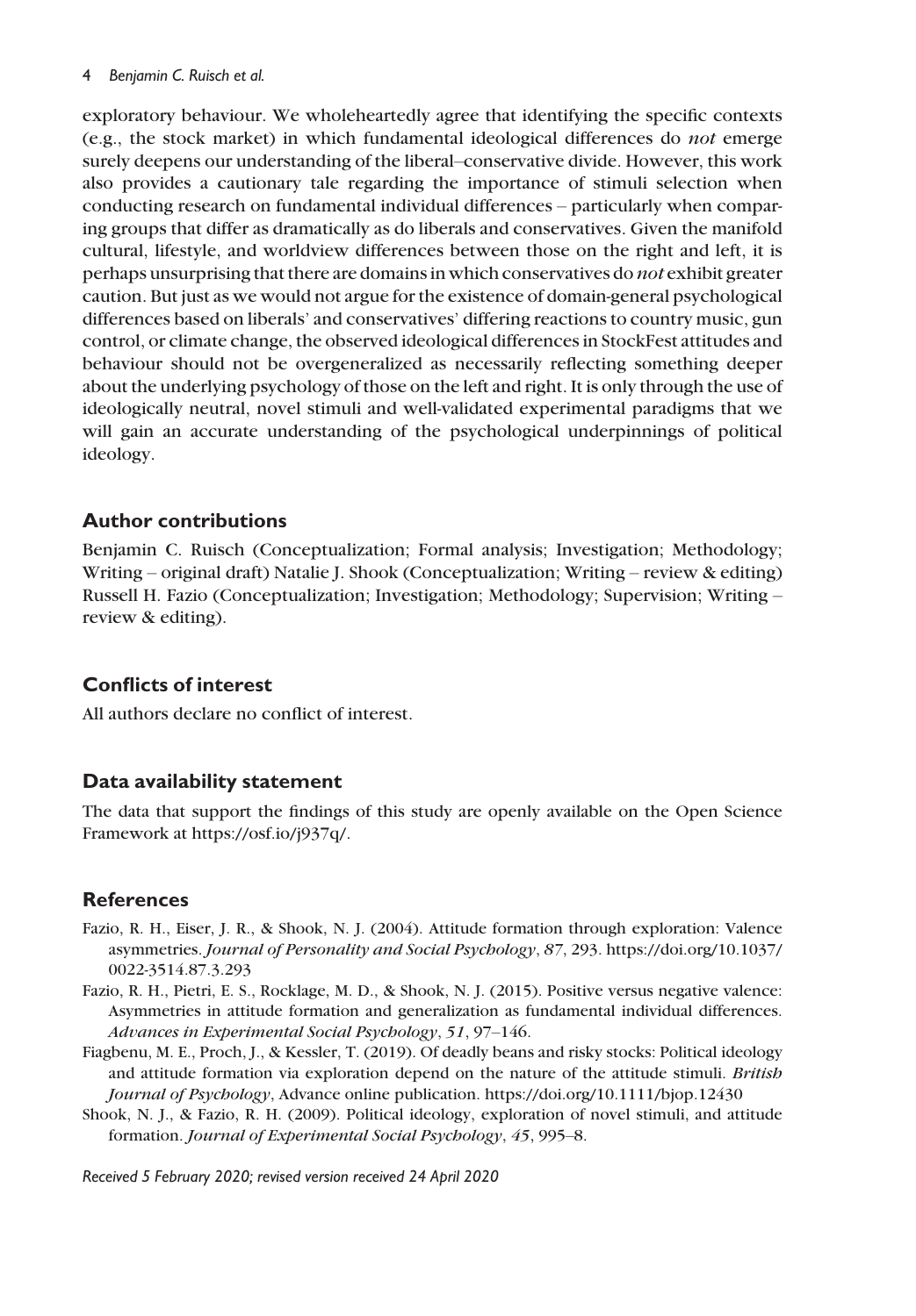exploratory behaviour. We wholeheartedly agree that identifying the specific contexts (e.g., the stock market) in which fundamental ideological differences do *not* emerge surely deepens our understanding of the liberal–conservative divide. However, this work also provides a cautionary tale regarding the importance of stimuli selection when conducting research on fundamental individual differences – particularly when comparing groups that differ as dramatically as do liberals and conservatives. Given the manifold cultural, lifestyle, and worldview differences between those on the right and left, it is perhaps unsurprising that there are domains in which conservatives do *not* exhibit greater caution. But just as we would not argue for the existence of domain-general psychological differences based on liberals' and conservatives' differing reactions to country music, gun control, or climate change, the observed ideological differences in StockFest attitudes and behaviour should not be overgeneralized as necessarily reflecting something deeper about the underlying psychology of those on the left and right. It is only through the use of ideologically neutral, novel stimuli and well-validated experimental paradigms that we will gain an accurate understanding of the psychological underpinnings of political ideology.

## Author contributions

Benjamin C. Ruisch (Conceptualization; Formal analysis; Investigation; Methodology; Writing – original draft) Natalie J. Shook (Conceptualization; Writing – review & editing) Russell H. Fazio (Conceptualization; Investigation; Methodology; Supervision; Writing – review & editing).

## Conflicts of interest

All authors declare no conflict of interest.

## Data availability statement

The data that support the findings of this study are openly available on the Open Science Framework at https://osf.io/j937q/.

## References

Fazio, R. H., Eiser, J. R., & Shook, N. J. (2004). Attitude formation through exploration: Valence asymmetries. *Journal of Personality and Social Psychology*, *87*, 293. https://doi.org/10.1037/0022-3514.87.3.293

Fazio, R. H., Pietri, E. S., Rocklage, M. D., & Shook, N. J. (2015). Positive versus negative valence: Asymmetries in attitude formation and generalization as fundamental individual differences. *Advances in Experimental Social Psychology*, *51*, 97–146.

Fiagbenu, M. E., Proch, J., & Kessler, T. (2019). Of deadly beans and risky stocks: Political ideology and attitude formation via exploration depend on the nature of the attitude stimuli. *British Journal of Psychology*, Advance online publication. https://doi.org/10.1111/bjop.12430

Shook, N. J., & Fazio, R. H. (2009). Political ideology, exploration of novel stimuli, and attitude formation. *Journal of Experimental Social Psychology*, *45*, 995–8.

*Received 5 February 2020; revised version received 24 April 2020*